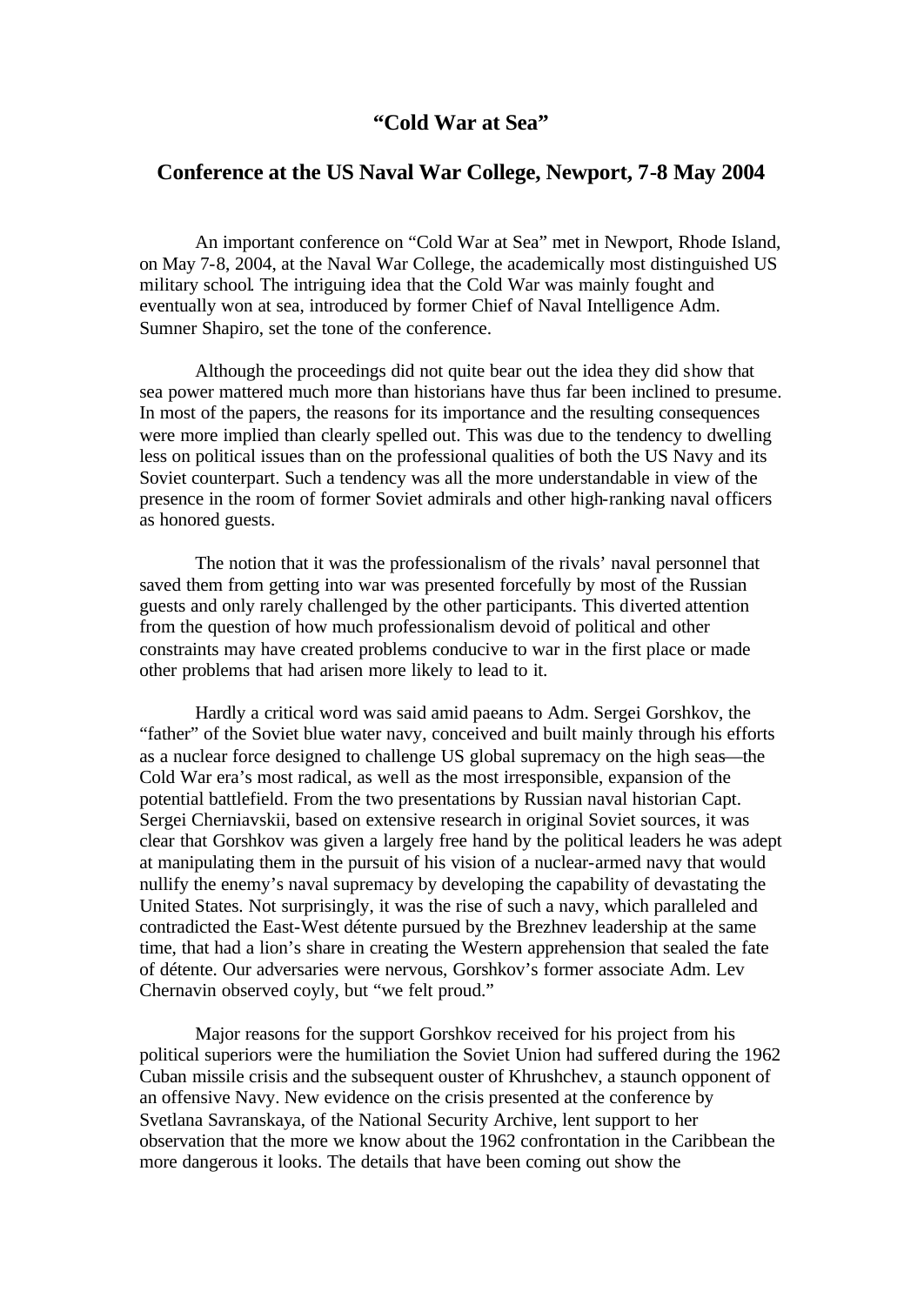# "Cold War at Sea"

## Conference at the US Naval War College, Newport, 7-8 May 2004

An important conference on "Cold War at Sea" met in Newport, Rhode Island, on May 7-8, 2004, at the Naval War College, the academically most distinguished US military school. The intriguing idea that the Cold War was mainly fought and eventually won at sea, introduced by former Chief of Naval Intelligence Adm. Sumner Shapiro, set the tone of the conference.

Although the proceedings did not quite bear out the idea they did show that sea power mattered much more than historians have thus far been inclined to presume. In most of the papers, the reasons for its importance and the resulting consequences were more implied than clearly spelled out. This was due to the tendency to dwelling less on political issues than on the professional qualities of both the US Navy and its Soviet counterpart. Such a tendency was all the more understandable in view of the presence in the room of former Soviet admirals and other high-ranking naval officers as honored guests.

The notion that it was the professionalism of the rivals' naval personnel that saved them from getting into war was presented forcefully by most of the Russian guests and only rarely challenged by the other participants. This diverted attention from the question of how much professionalism devoid of political and other constraints may have created problems conducive to war in the first place or made other problems that had arisen more likely to lead to it.

Hardly a critical word was said amid paeans to Adm. Sergei Gorshkov, the "father" of the Soviet blue water navy, conceived and built mainly through his efforts as a nuclear force designed to challenge US global supremacy on the high seas—the Cold War era's most radical, as well as the most irresponsible, expansion of the potential battlefield. From the two presentations by Russian naval historian Capt. Sergei Cherniavskii, based on extensive research in original Soviet sources, it was clear that Gorshkov was given a largely free hand by the political leaders he was adept at manipulating them in the pursuit of his vision of a nuclear-armed navy that would nullify the enemy's naval supremacy by developing the capability of devastating the United States. Not surprisingly, it was the rise of such a navy, which paralleled and contradicted the East-West détente pursued by the Brezhnev leadership at the same time, that had a lion's share in creating the Western apprehension that sealed the fate of détente. Our adversaries were nervous, Gorshkov's former associate Adm. Lev Chernavin observed coyly, but "we felt proud."

Major reasons for the support Gorshkov received for his project from his political superiors were the humiliation the Soviet Union had suffered during the 1962 Cuban missile crisis and the subsequent ouster of Khrushchev, a staunch opponent of an offensive Navy. New evidence on the crisis presented at the conference by Svetlana Savranskaya, of the National Security Archive, lent support to her observation that the more we know about the 1962 confrontation in the Caribbean the more dangerous it looks. The details that have been coming out show the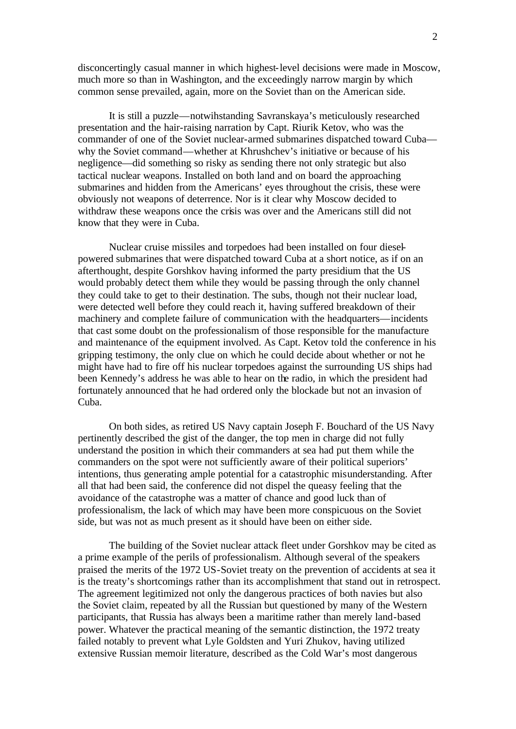disconcertingly casual manner in which highest-level decisions were made in Moscow, much more so than in Washington, and the exceedingly narrow margin by which common sense prevailed, again, more on the Soviet than on the American side.

It is still a puzzle—notwihstanding Savranskaya's meticulously researched presentation and the hair-raising narration by Capt. Riurik Ketov, who was the commander of one of the Soviet nuclear-armed submarines dispatched toward Cuba—why the Soviet command—whether at Khrushchev's initiative or because of his negligence—did something so risky as sending there not only strategic but also tactical nuclear weapons. Installed on both land and on board the approaching submarines and hidden from the Americans' eyes throughout the crisis, these were obviously not weapons of deterrence. Nor is it clear why Moscow decided to withdraw these weapons once the crisis was over and the Americans still did not know that they were in Cuba.

Nuclear cruise missiles and torpedoes had been installed on four diesel-powered submarines that were dispatched toward Cuba at a short notice, as if on an afterthought, despite Gorshkov having informed the party presidium that the US would probably detect them while they would be passing through the only channel they could take to get to their destination. The subs, though not their nuclear load, were detected well before they could reach it, having suffered breakdown of their machinery and complete failure of communication with the headquarters—incidents that cast some doubt on the professionalism of those responsible for the manufacture and maintenance of the equipment involved. As Capt. Ketov told the conference in his gripping testimony, the only clue on which he could decide about whether or not he might have had to fire off his nuclear torpedoes against the surrounding US ships had been Kennedy's address he was able to hear on the radio, in which the president had fortunately announced that he had ordered only the blockade but not an invasion of Cuba.

On both sides, as retired US Navy captain Joseph F. Bouchard of the US Navy pertinently described the gist of the danger, the top men in charge did not fully understand the position in which their commanders at sea had put them while the commanders on the spot were not sufficiently aware of their political superiors' intentions, thus generating ample potential for a catastrophic misunderstanding. After all that had been said, the conference did not dispel the queasy feeling that the avoidance of the catastrophe was a matter of chance and good luck than of professionalism, the lack of which may have been more conspicuous on the Soviet side, but was not as much present as it should have been on either side.

The building of the Soviet nuclear attack fleet under Gorshkov may be cited as a prime example of the perils of professionalism. Although several of the speakers praised the merits of the 1972 US-Soviet treaty on the prevention of accidents at sea it is the treaty's shortcomings rather than its accomplishment that stand out in retrospect. The agreement legitimized not only the dangerous practices of both navies but also the Soviet claim, repeated by all the Russian but questioned by many of the Western participants, that Russia has always been a maritime rather than merely land-based power. Whatever the practical meaning of the semantic distinction, the 1972 treaty failed notably to prevent what Lyle Goldsten and Yuri Zhukov, having utilized extensive Russian memoir literature, described as the Cold War's most dangerous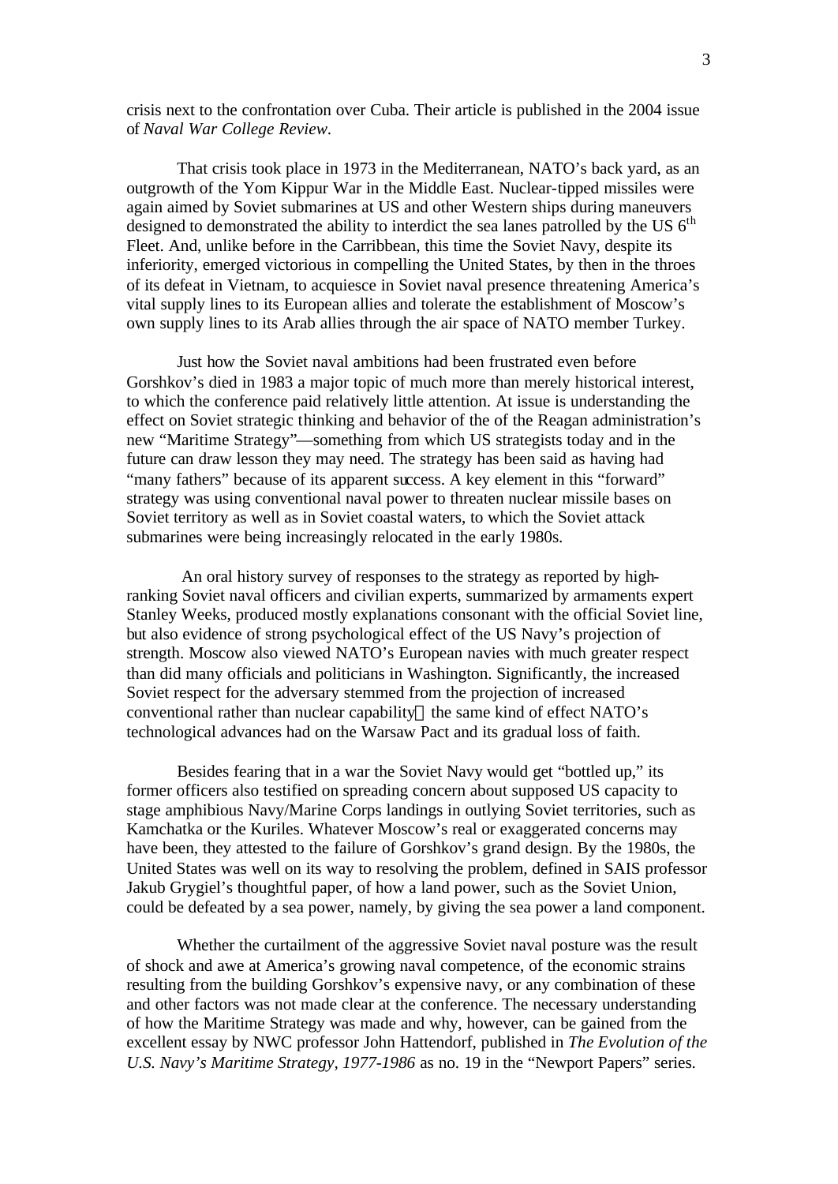crisis next to the confrontation over Cuba. Their article is published in the 2004 issue of *Naval War College Review*.

That crisis took place in 1973 in the Mediterranean, NATO's back yard, as an outgrowth of the Yom Kippur War in the Middle East. Nuclear-tipped missiles were again aimed by Soviet submarines at US and other Western ships during maneuvers designed to demonstrated the ability to interdict the sea lanes patrolled by the US 6th Fleet. And, unlike before in the Carribbean, this time the Soviet Navy, despite its inferiority, emerged victorious in compelling the United States, by then in the throes of its defeat in Vietnam, to acquiesce in Soviet naval presence threatening America's vital supply lines to its European allies and tolerate the establishment of Moscow's own supply lines to its Arab allies through the air space of NATO member Turkey.

Just how the Soviet naval ambitions had been frustrated even before Gorshkov's died in 1983 a major topic of much more than merely historical interest, to which the conference paid relatively little attention. At issue is understanding the effect on Soviet strategic thinking and behavior of the of the Reagan administration's new "Maritime Strategy"—something from which US strategists today and in the future can draw lesson they may need. The strategy has been said as having had "many fathers" because of its apparent success. A key element in this "forward" strategy was using conventional naval power to threaten nuclear missile bases on Soviet territory as well as in Soviet coastal waters, to which the Soviet attack submarines were being increasingly relocated in the early 1980s.

An oral history survey of responses to the strategy as reported by high-ranking Soviet naval officers and civilian experts, summarized by armaments expert Stanley Weeks, produced mostly explanations consonant with the official Soviet line, but also evidence of strong psychological effect of the US Navy's projection of strength. Moscow also viewed NATO's European navies with much greater respect than did many officials and politicians in Washington. Significantly, the increased Soviet respect for the adversary stemmed from the projection of increased conventional rather than nuclear capability— the same kind of effect NATO's technological advances had on the Warsaw Pact and its gradual loss of faith.

Besides fearing that in a war the Soviet Navy would get "bottled up," its former officers also testified on spreading concern about supposed US capacity to stage amphibious Navy/Marine Corps landings in outlying Soviet territories, such as Kamchatka or the Kuriles. Whatever Moscow's real or exaggerated concerns may have been, they attested to the failure of Gorshkov's grand design. By the 1980s, the United States was well on its way to resolving the problem, defined in SAIS professor Jakub Grygiel's thoughtful paper, of how a land power, such as the Soviet Union, could be defeated by a sea power, namely, by giving the sea power a land component.

Whether the curtailment of the aggressive Soviet naval posture was the result of shock and awe at America's growing naval competence, of the economic strains resulting from the building Gorshkov's expensive navy, or any combination of these and other factors was not made clear at the conference. The necessary understanding of how the Maritime Strategy was made and why, however, can be gained from the excellent essay by NWC professor John Hattendorf, published in *The Evolution of the U.S. Navy's Maritime Strategy, 1977-1986* as no. 19 in the "Newport Papers" series.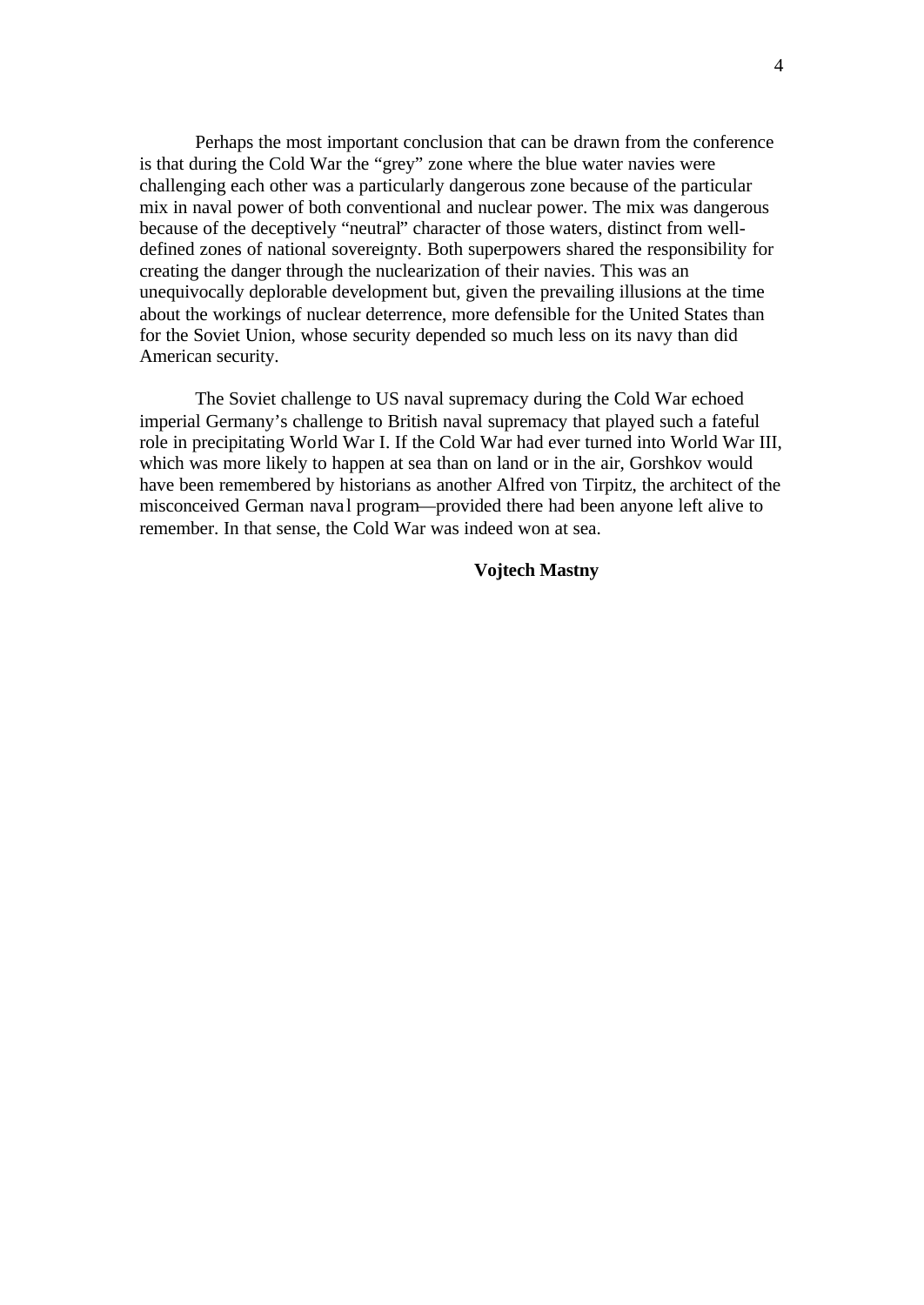Perhaps the most important conclusion that can be drawn from the conference is that during the Cold War the "grey" zone where the blue water navies were challenging each other was a particularly dangerous zone because of the particular mix in naval power of both conventional and nuclear power. The mix was dangerous because of the deceptively "neutral" character of those waters, distinct from well-defined zones of national sovereignty. Both superpowers shared the responsibility for creating the danger through the nuclearization of their navies. This was an unequivocally deplorable development but, given the prevailing illusions at the time about the workings of nuclear deterrence, more defensible for the United States than for the Soviet Union, whose security depended so much less on its navy than did American security.

The Soviet challenge to US naval supremacy during the Cold War echoed imperial Germany's challenge to British naval supremacy that played such a fateful role in precipitating World War I. If the Cold War had ever turned into World War III, which was more likely to happen at sea than on land or in the air, Gorshkov would have been remembered by historians as another Alfred von Tirpitz, the architect of the misconceived German naval program—provided there had been anyone left alive to remember. In that sense, the Cold War was indeed won at sea.

**Vojtech Mastny**